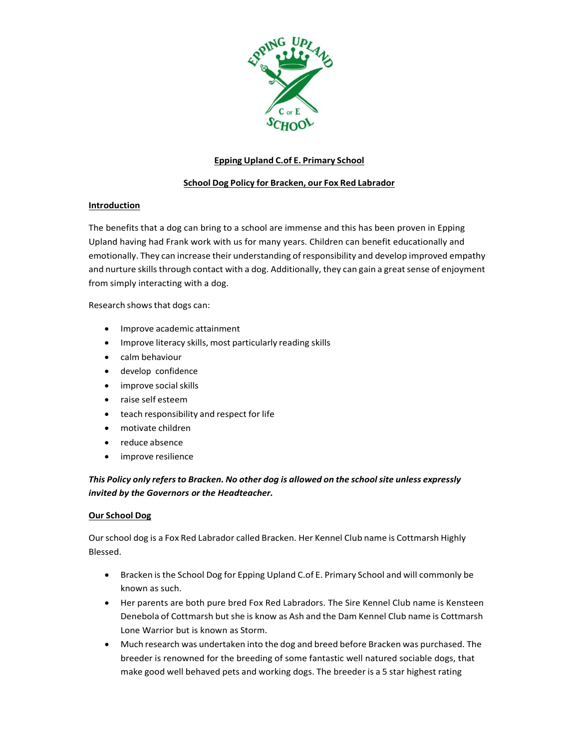**Epping Upland C.of E. Primary School**

**School Dog Policy for Bracken, our Fox Red Labrador**

**Introduction**

The benefits that a dog can bring to a school are immense and this has been proven in Epping Upland having had Frank work with us for many years. Children can benefit educationally and emotionally. They can increase their understanding of responsibility and develop improved empathy and nurture skills through contact with a dog. Additionally, they can gain a great sense of enjoyment from simply interacting with a dog.

Research shows that dogs can:

- Improve academic attainment
- Improve literacy skills, most particularly reading skills
- calm behaviour
- develop confidence
- improve social skills
- raise self esteem
- teach responsibility and respect for life
- motivate children
- reduce absence
- improve resilience

***This Policy only refers to Bracken. No other dog is allowed on the school site unless expressly invited by the Governors or the Headteacher.***

**Our School Dog**

Our school dog is a Fox Red Labrador called Bracken. Her Kennel Club name is Cottmarsh Highly Blessed.

- Bracken is the School Dog for Epping Upland C.of E. Primary School and will commonly be known as such.
- Her parents are both pure bred Fox Red Labradors. The Sire Kennel Club name is Kensteen Denebola of Cottmarsh but she is know as Ash and the Dam Kennel Club name is Cottmarsh Lone Warrior but is known as Storm.
- Much research was undertaken into the dog and breed before Bracken was purchased. The breeder is renowned for the breeding of some fantastic well natured sociable dogs, that make good well behaved pets and working dogs. The breeder is a 5 star highest rating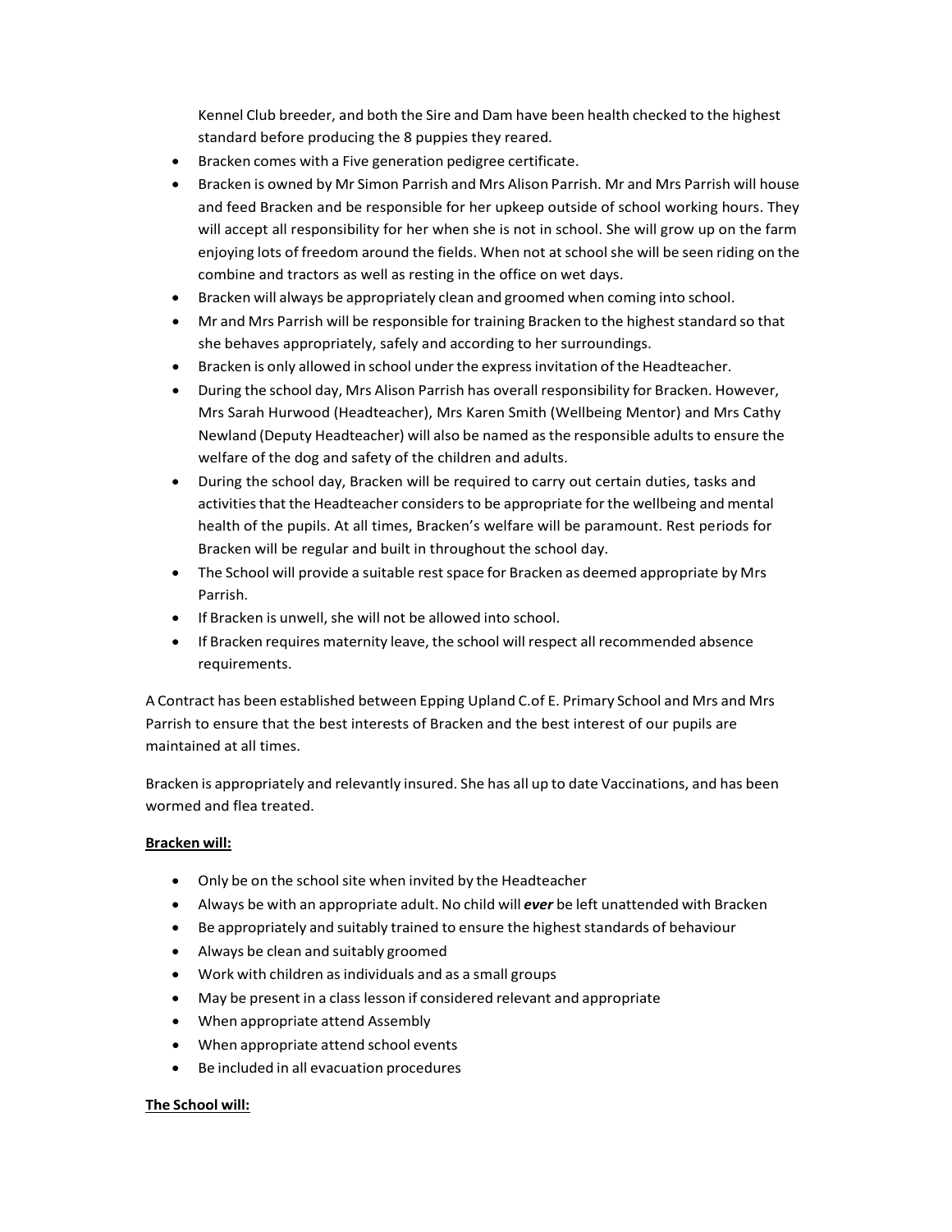Kennel Club breeder, and both the Sire and Dam have been health checked to the highest standard before producing the 8 puppies they reared.

- Bracken comes with a Five generation pedigree certificate.
- Bracken is owned by Mr Simon Parrish and Mrs Alison Parrish. Mr and Mrs Parrish will house and feed Bracken and be responsible for her upkeep outside of school working hours. They will accept all responsibility for her when she is not in school. She will grow up on the farm enjoying lots of freedom around the fields. When not at school she will be seen riding on the combine and tractors as well as resting in the office on wet days.
- Bracken will always be appropriately clean and groomed when coming into school.
- Mr and Mrs Parrish will be responsible for training Bracken to the highest standard so that she behaves appropriately, safely and according to her surroundings.
- Bracken is only allowed in school under the express invitation of the Headteacher.
- During the school day, Mrs Alison Parrish has overall responsibility for Bracken. However, Mrs Sarah Hurwood (Headteacher), Mrs Karen Smith (Wellbeing Mentor) and Mrs Cathy Newland (Deputy Headteacher) will also be named as the responsible adults to ensure the welfare of the dog and safety of the children and adults.
- During the school day, Bracken will be required to carry out certain duties, tasks and activities that the Headteacher considers to be appropriate for the wellbeing and mental health of the pupils. At all times, Bracken's welfare will be paramount. Rest periods for Bracken will be regular and built in throughout the school day.
- The School will provide a suitable rest space for Bracken as deemed appropriate by Mrs Parrish.
- If Bracken is unwell, she will not be allowed into school.
- If Bracken requires maternity leave, the school will respect all recommended absence requirements.

A Contract has been established between Epping Upland C.of E. Primary School and Mrs and Mrs Parrish to ensure that the best interests of Bracken and the best interest of our pupils are maintained at all times.

Bracken is appropriately and relevantly insured. She has all up to date Vaccinations, and has been wormed and flea treated.

**Bracken will:**

- Only be on the school site when invited by the Headteacher
- Always be with an appropriate adult. No child will ***ever*** be left unattended with Bracken
- Be appropriately and suitably trained to ensure the highest standards of behaviour
- Always be clean and suitably groomed
- Work with children as individuals and as a small groups
- May be present in a class lesson if considered relevant and appropriate
- When appropriate attend Assembly
- When appropriate attend school events
- Be included in all evacuation procedures

**The School will:**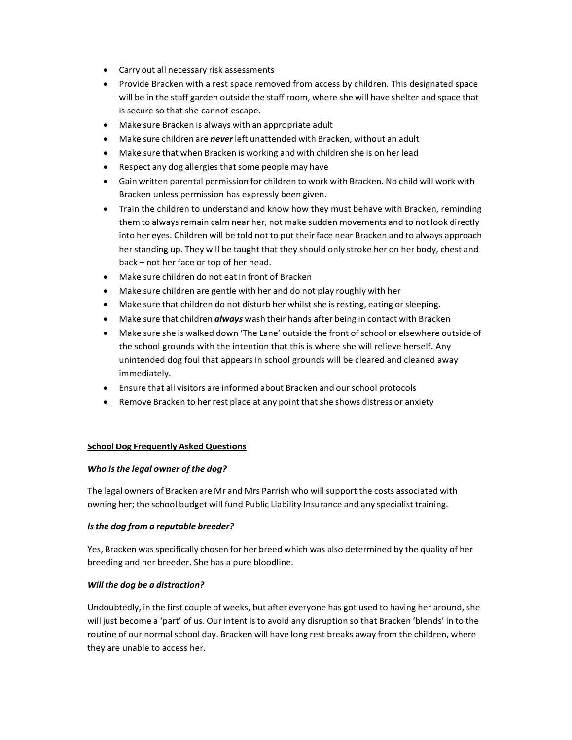- Carry out all necessary risk assessments
- Provide Bracken with a rest space removed from access by children. This designated space will be in the staff garden outside the staff room, where she will have shelter and space that is secure so that she cannot escape.
- Make sure Bracken is always with an appropriate adult
- Make sure children are ***never*** left unattended with Bracken, without an adult
- Make sure that when Bracken is working and with children she is on her lead
- Respect any dog allergies that some people may have
- Gain written parental permission for children to work with Bracken. No child will work with Bracken unless permission has expressly been given.
- Train the children to understand and know how they must behave with Bracken, reminding them to always remain calm near her, not make sudden movements and to not look directly into her eyes. Children will be told not to put their face near Bracken and to always approach her standing up. They will be taught that they should only stroke her on her body, chest and back – not her face or top of her head.
- Make sure children do not eat in front of Bracken
- Make sure children are gentle with her and do not play roughly with her
- Make sure that children do not disturb her whilst she is resting, eating or sleeping.
- Make sure that children ***always*** wash their hands after being in contact with Bracken
- Make sure she is walked down 'The Lane' outside the front of school or elsewhere outside of the school grounds with the intention that this is where she will relieve herself. Any unintended dog foul that appears in school grounds will be cleared and cleaned away immediately.
- Ensure that all visitors are informed about Bracken and our school protocols
- Remove Bracken to her rest place at any point that she shows distress or anxiety

**School Dog Frequently Asked Questions**

***Who is the legal owner of the dog?***

The legal owners of Bracken are Mr and Mrs Parrish who will support the costs associated with owning her; the school budget will fund Public Liability Insurance and any specialist training.

***Is the dog from a reputable breeder?***

Yes, Bracken was specifically chosen for her breed which was also determined by the quality of her breeding and her breeder. She has a pure bloodline.

***Will the dog be a distraction?***

Undoubtedly, in the first couple of weeks, but after everyone has got used to having her around, she will just become a 'part' of us. Our intent is to avoid any disruption so that Bracken 'blends' in to the routine of our normal school day. Bracken will have long rest breaks away from the children, where they are unable to access her.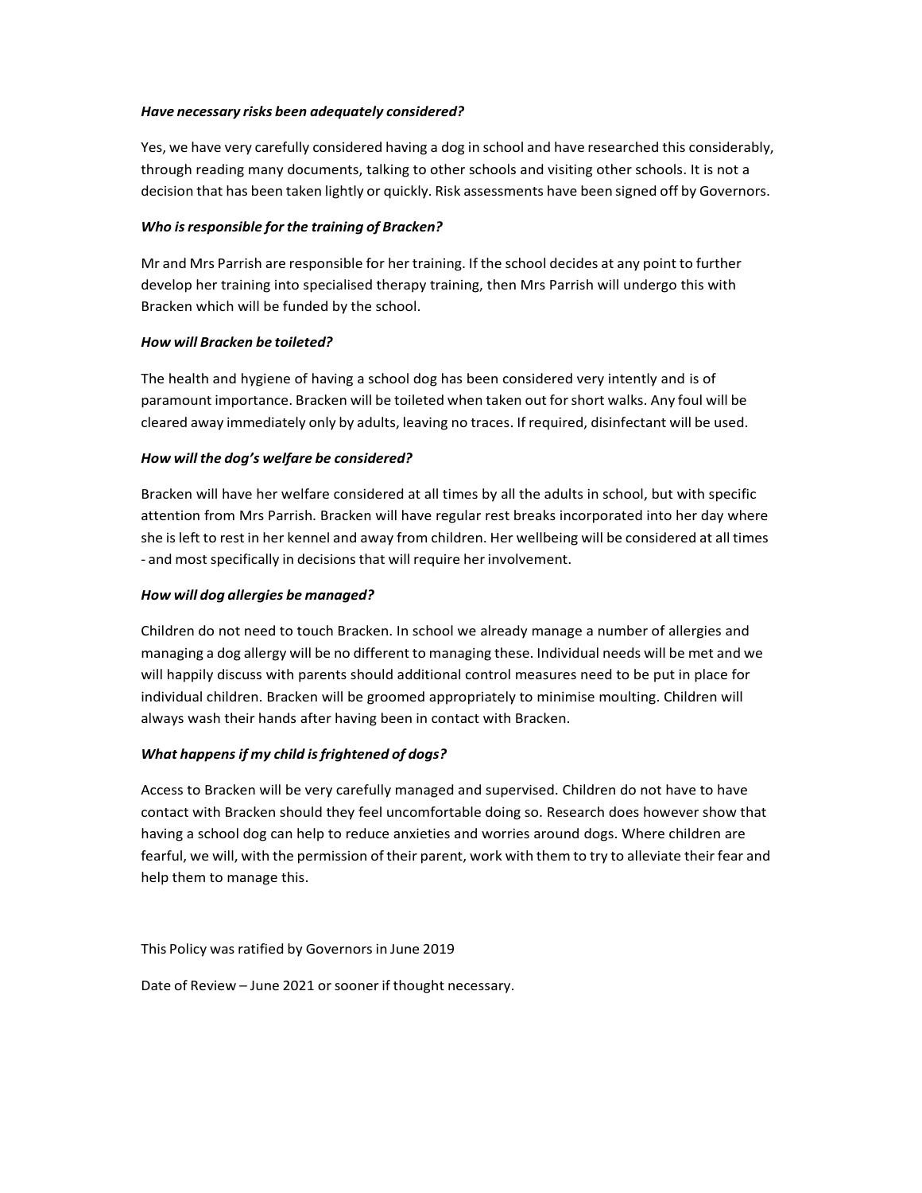***Have necessary risks been adequately considered?***

Yes, we have very carefully considered having a dog in school and have researched this considerably, through reading many documents, talking to other schools and visiting other schools. It is not a decision that has been taken lightly or quickly. Risk assessments have been signed off by Governors.

***Who is responsible for the training of Bracken?***

Mr and Mrs Parrish are responsible for her training. If the school decides at any point to further develop her training into specialised therapy training, then Mrs Parrish will undergo this with Bracken which will be funded by the school.

***How will Bracken be toileted?***

The health and hygiene of having a school dog has been considered very intently and is of paramount importance. Bracken will be toileted when taken out for short walks. Any foul will be cleared away immediately only by adults, leaving no traces. If required, disinfectant will be used.

***How will the dog's welfare be considered?***

Bracken will have her welfare considered at all times by all the adults in school, but with specific attention from Mrs Parrish. Bracken will have regular rest breaks incorporated into her day where she is left to rest in her kennel and away from children. Her wellbeing will be considered at all times - and most specifically in decisions that will require her involvement.

***How will dog allergies be managed?***

Children do not need to touch Bracken. In school we already manage a number of allergies and managing a dog allergy will be no different to managing these. Individual needs will be met and we will happily discuss with parents should additional control measures need to be put in place for individual children. Bracken will be groomed appropriately to minimise moulting. Children will always wash their hands after having been in contact with Bracken.

***What happens if my child is frightened of dogs?***

Access to Bracken will be very carefully managed and supervised. Children do not have to have contact with Bracken should they feel uncomfortable doing so. Research does however show that having a school dog can help to reduce anxieties and worries around dogs. Where children are fearful, we will, with the permission of their parent, work with them to try to alleviate their fear and help them to manage this.

This Policy was ratified by Governors in June 2019

Date of Review – June 2021 or sooner if thought necessary.